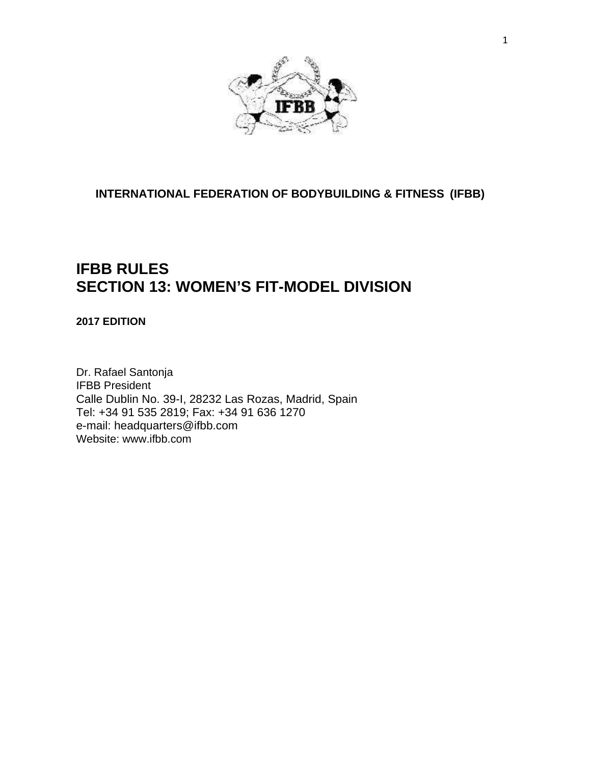**INTERNATIONAL FEDERATION OF BODYBUILDING & FITNESS (IFBB)**

# IFBB RULES
# SECTION 13: WOMEN'S FIT-MODEL DIVISION

**2017 EDITION**

Dr. Rafael Santonja
IFBB President
Calle Dublin No. 39-I, 28232 Las Rozas, Madrid, Spain
Tel: +34 91 535 2819; Fax: +34 91 636 1270
e-mail: headquarters@ifbb.com
Website: www.ifbb.com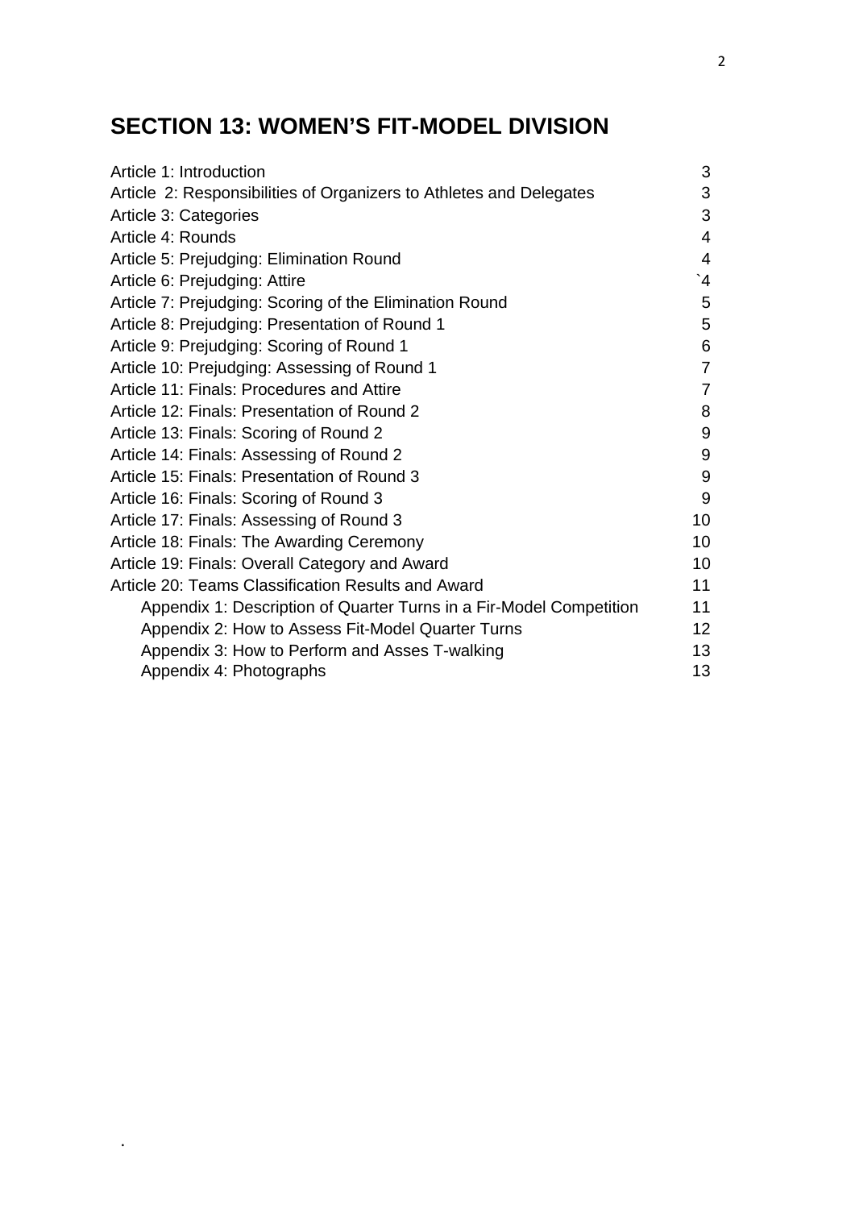# SECTION 13: WOMEN'S FIT-MODEL DIVISION

| | |
|---|---|
| Article 1: Introduction | 3 |
| Article  2: Responsibilities of Organizers to Athletes and Delegates | 3 |
| Article 3: Categories | 3 |
| Article 4: Rounds | 4 |
| Article 5: Prejudging: Elimination Round | 4 |
| Article 6: Prejudging: Attire | `4 |
| Article 7: Prejudging: Scoring of the Elimination Round | 5 |
| Article 8: Prejudging: Presentation of Round 1 | 5 |
| Article 9: Prejudging: Scoring of Round 1 | 6 |
| Article 10: Prejudging: Assessing of Round 1 | 7 |
| Article 11: Finals: Procedures and Attire | 7 |
| Article 12: Finals: Presentation of Round 2 | 8 |
| Article 13: Finals: Scoring of Round 2 | 9 |
| Article 14: Finals: Assessing of Round 2 | 9 |
| Article 15: Finals: Presentation of Round 3 | 9 |
| Article 16: Finals: Scoring of Round 3 | 9 |
| Article 17: Finals: Assessing of Round 3 | 10 |
| Article 18: Finals: The Awarding Ceremony | 10 |
| Article 19: Finals: Overall Category and Award | 10 |
| Article 20: Teams Classification Results and Award | 11 |
| Appendix 1: Description of Quarter Turns in a Fir-Model Competition | 11 |
| Appendix 2: How to Assess Fit-Model Quarter Turns | 12 |
| Appendix 3: How to Perform and Asses T-walking | 13 |
| Appendix 4: Photographs | 13 |

.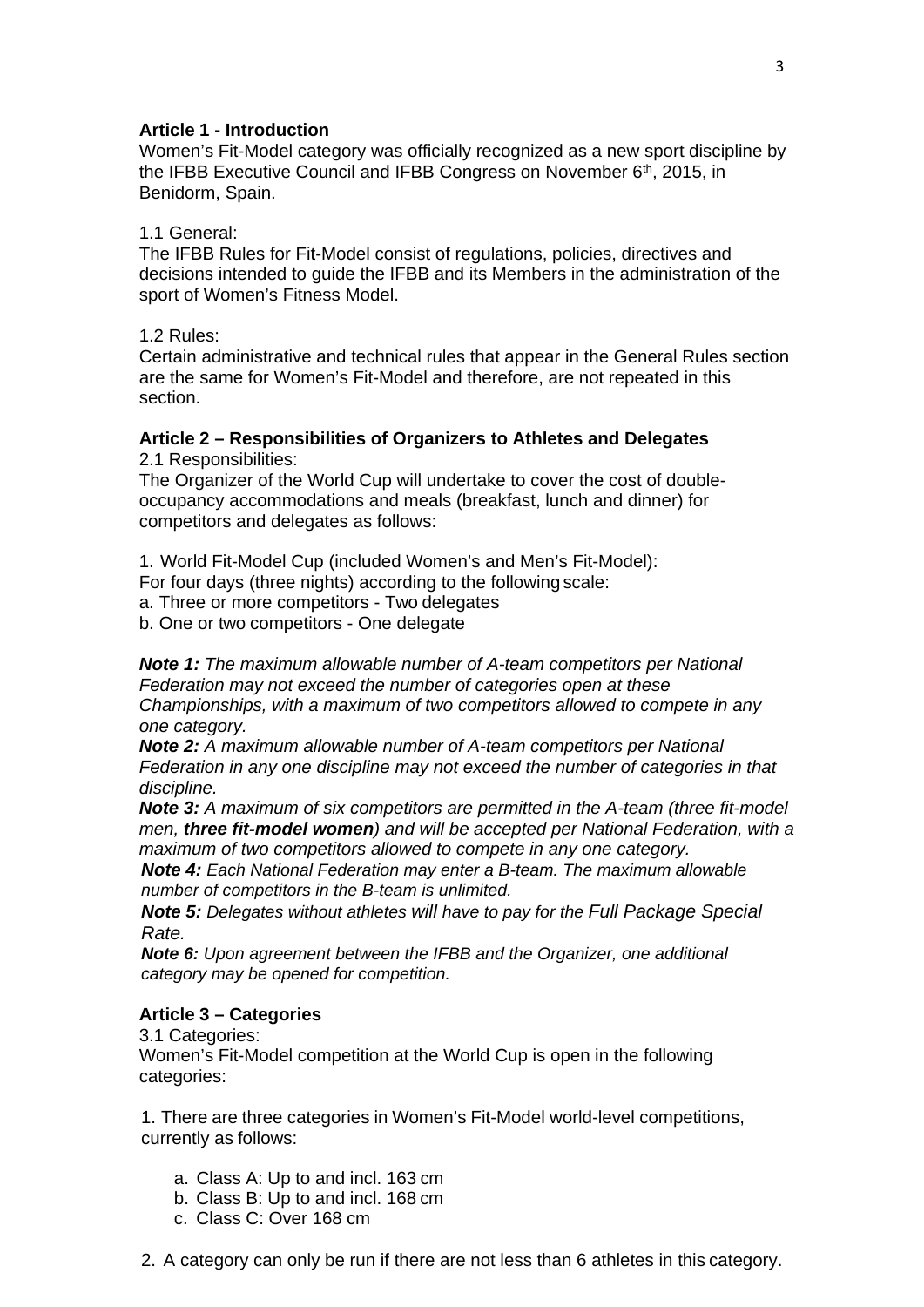**Article 1 - Introduction**

Women's Fit-Model category was officially recognized as a new sport discipline by the IFBB Executive Council and IFBB Congress on November 6th, 2015, in Benidorm, Spain.

1.1 General:

The IFBB Rules for Fit-Model consist of regulations, policies, directives and decisions intended to guide the IFBB and its Members in the administration of the sport of Women's Fitness Model.

1.2 Rules:

Certain administrative and technical rules that appear in the General Rules section are the same for Women's Fit-Model and therefore, are not repeated in this section.

**Article 2 – Responsibilities of Organizers to Athletes and Delegates**

2.1 Responsibilities:

The Organizer of the World Cup will undertake to cover the cost of double-occupancy accommodations and meals (breakfast, lunch and dinner) for competitors and delegates as follows:

1. World Fit-Model Cup (included Women's and Men's Fit-Model):

For four days (three nights) according to the following scale:

a. Three or more competitors - Two delegates

b. One or two competitors - One delegate

***Note 1:*** *The maximum allowable number of A-team competitors per National Federation may not exceed the number of categories open at these Championships, with a maximum of two competitors allowed to compete in any one category.*

***Note 2:*** *A maximum allowable number of A-team competitors per National Federation in any one discipline may not exceed the number of categories in that discipline.*

***Note 3:*** *A maximum of six competitors are permitted in the A-team (three fit-model men,* ***three fit-model women****) and will be accepted per National Federation, with a maximum of two competitors allowed to compete in any one category.*

***Note 4:*** *Each National Federation may enter a B-team. The maximum allowable number of competitors in the B-team is unlimited.*

***Note 5:*** *Delegates without athletes will have to pay for the Full Package Special Rate.*

***Note 6:*** *Upon agreement between the IFBB and the Organizer, one additional category may be opened for competition.*

**Article 3 – Categories**

3.1 Categories:

Women's Fit-Model competition at the World Cup is open in the following categories:

1. There are three categories in Women's Fit-Model world-level competitions, currently as follows:

   a. Class A: Up to and incl. 163 cm
   b. Class B: Up to and incl. 168 cm
   c. Class C: Over 168 cm

2. A category can only be run if there are not less than 6 athletes in this category.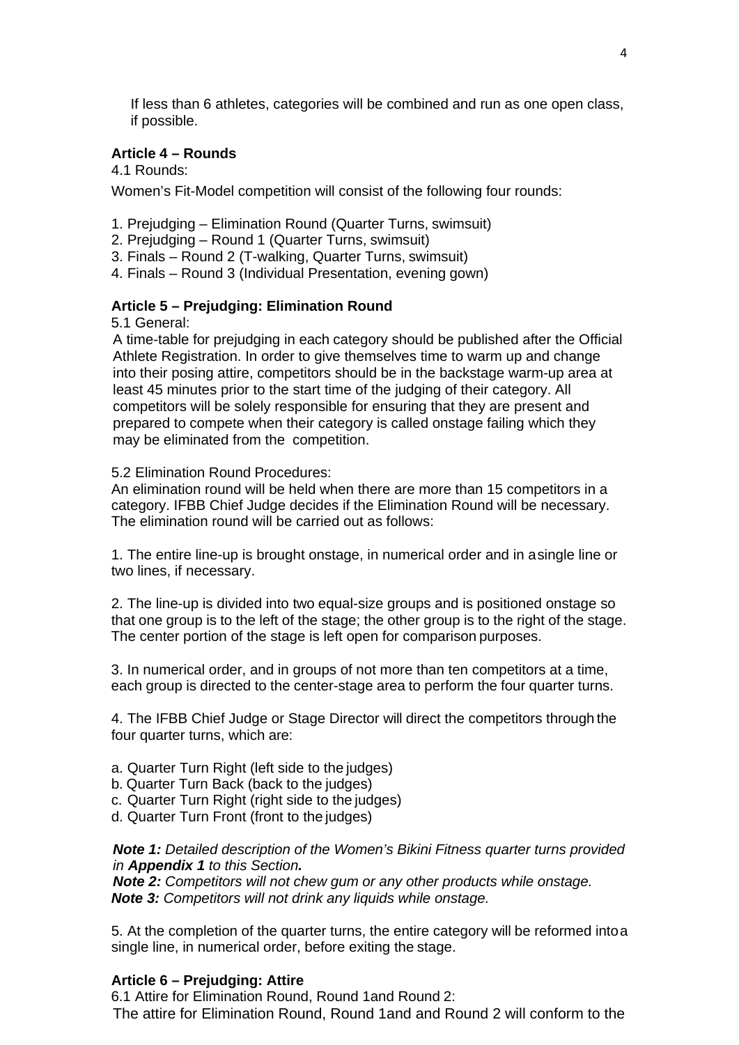If less than 6 athletes, categories will be combined and run as one open class, if possible.

**Article 4 – Rounds**

4.1 Rounds:

Women's Fit-Model competition will consist of the following four rounds:

1. Prejudging – Elimination Round (Quarter Turns, swimsuit)
2. Prejudging – Round 1 (Quarter Turns, swimsuit)
3. Finals – Round 2 (T-walking, Quarter Turns, swimsuit)
4. Finals – Round 3 (Individual Presentation, evening gown)

**Article 5 – Prejudging: Elimination Round**

5.1 General:

A time-table for prejudging in each category should be published after the Official Athlete Registration. In order to give themselves time to warm up and change into their posing attire, competitors should be in the backstage warm-up area at least 45 minutes prior to the start time of the judging of their category. All competitors will be solely responsible for ensuring that they are present and prepared to compete when their category is called onstage failing which they may be eliminated from the competition.

5.2 Elimination Round Procedures:

An elimination round will be held when there are more than 15 competitors in a category. IFBB Chief Judge decides if the Elimination Round will be necessary. The elimination round will be carried out as follows:

1. The entire line-up is brought onstage, in numerical order and in asingle line or two lines, if necessary.

2. The line-up is divided into two equal-size groups and is positioned onstage so that one group is to the left of the stage; the other group is to the right of the stage. The center portion of the stage is left open for comparison purposes.

3. In numerical order, and in groups of not more than ten competitors at a time, each group is directed to the center-stage area to perform the four quarter turns.

4. The IFBB Chief Judge or Stage Director will direct the competitors through the four quarter turns, which are:

a. Quarter Turn Right (left side to the judges)
b. Quarter Turn Back (back to the judges)
c. Quarter Turn Right (right side to the judges)
d. Quarter Turn Front (front to the judges)

***Note 1:*** *Detailed description of the Women's Bikini Fitness quarter turns provided in **Appendix 1** to this Section.*
***Note 2:*** *Competitors will not chew gum or any other products while onstage.*
***Note 3:*** *Competitors will not drink any liquids while onstage.*

5. At the completion of the quarter turns, the entire category will be reformed intoa single line, in numerical order, before exiting the stage.

**Article 6 – Prejudging: Attire**

6.1 Attire for Elimination Round, Round 1and Round 2:

The attire for Elimination Round, Round 1and and Round 2 will conform to the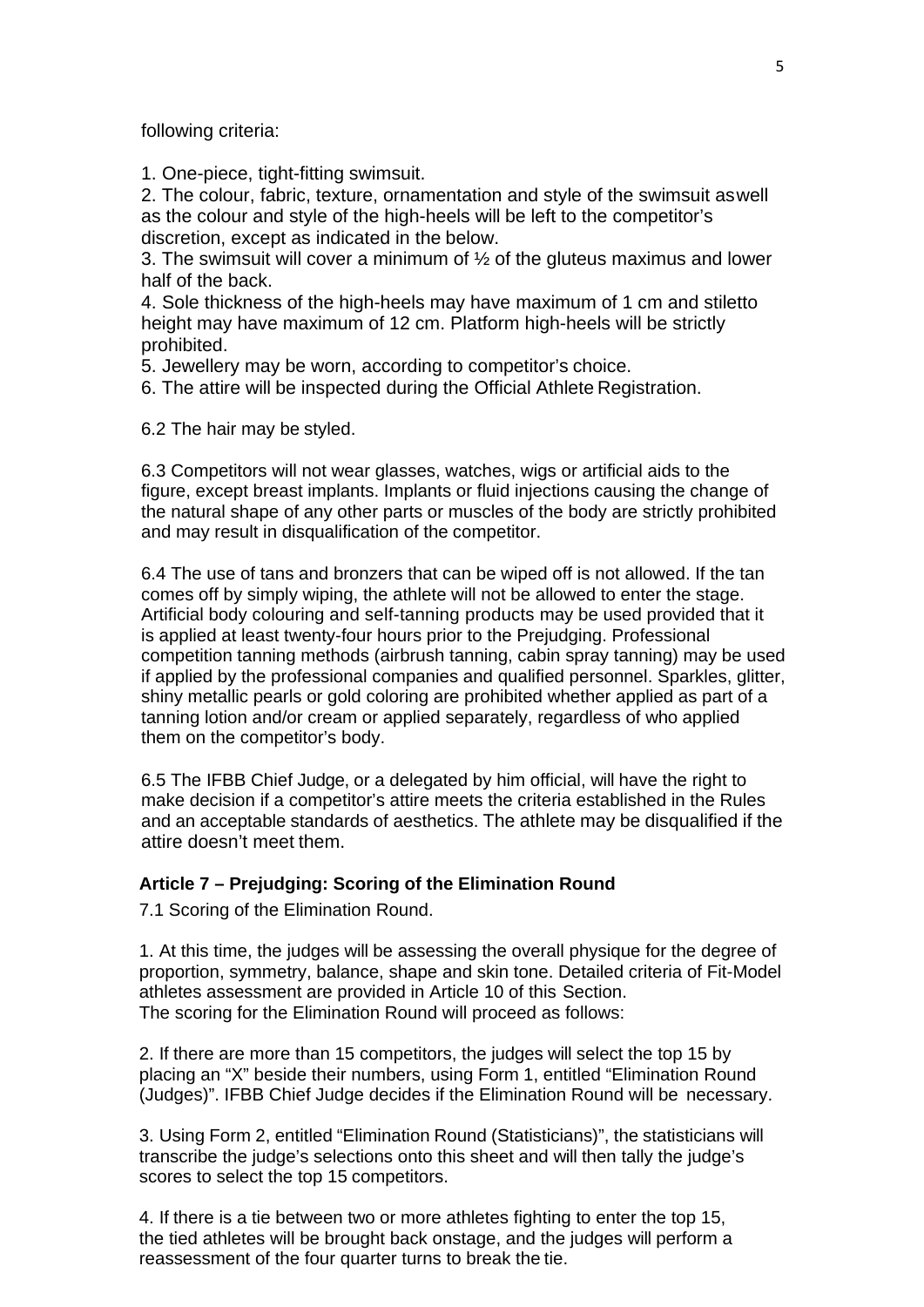following criteria:

1. One-piece, tight-fitting swimsuit.
2. The colour, fabric, texture, ornamentation and style of the swimsuit aswell as the colour and style of the high-heels will be left to the competitor's discretion, except as indicated in the below.
3. The swimsuit will cover a minimum of ½ of the gluteus maximus and lower half of the back.
4. Sole thickness of the high-heels may have maximum of 1 cm and stiletto height may have maximum of 12 cm. Platform high-heels will be strictly prohibited.
5. Jewellery may be worn, according to competitor's choice.
6. The attire will be inspected during the Official Athlete Registration.

6.2 The hair may be styled.

6.3 Competitors will not wear glasses, watches, wigs or artificial aids to the figure, except breast implants. Implants or fluid injections causing the change of the natural shape of any other parts or muscles of the body are strictly prohibited and may result in disqualification of the competitor.

6.4 The use of tans and bronzers that can be wiped off is not allowed. If the tan comes off by simply wiping, the athlete will not be allowed to enter the stage. Artificial body colouring and self-tanning products may be used provided that it is applied at least twenty-four hours prior to the Prejudging. Professional competition tanning methods (airbrush tanning, cabin spray tanning) may be used if applied by the professional companies and qualified personnel. Sparkles, glitter, shiny metallic pearls or gold coloring are prohibited whether applied as part of a tanning lotion and/or cream or applied separately, regardless of who applied them on the competitor's body.

6.5 The IFBB Chief Judge, or a delegated by him official, will have the right to make decision if a competitor's attire meets the criteria established in the Rules and an acceptable standards of aesthetics. The athlete may be disqualified if the attire doesn't meet them.

### Article 7 – Prejudging: Scoring of the Elimination Round

7.1 Scoring of the Elimination Round.

1. At this time, the judges will be assessing the overall physique for the degree of proportion, symmetry, balance, shape and skin tone. Detailed criteria of Fit-Model athletes assessment are provided in Article 10 of this Section.
The scoring for the Elimination Round will proceed as follows:

2. If there are more than 15 competitors, the judges will select the top 15 by placing an "X" beside their numbers, using Form 1, entitled "Elimination Round (Judges)". IFBB Chief Judge decides if the Elimination Round will be necessary.

3. Using Form 2, entitled "Elimination Round (Statisticians)", the statisticians will transcribe the judge's selections onto this sheet and will then tally the judge's scores to select the top 15 competitors.

4. If there is a tie between two or more athletes fighting to enter the top 15, the tied athletes will be brought back onstage, and the judges will perform a reassessment of the four quarter turns to break the tie.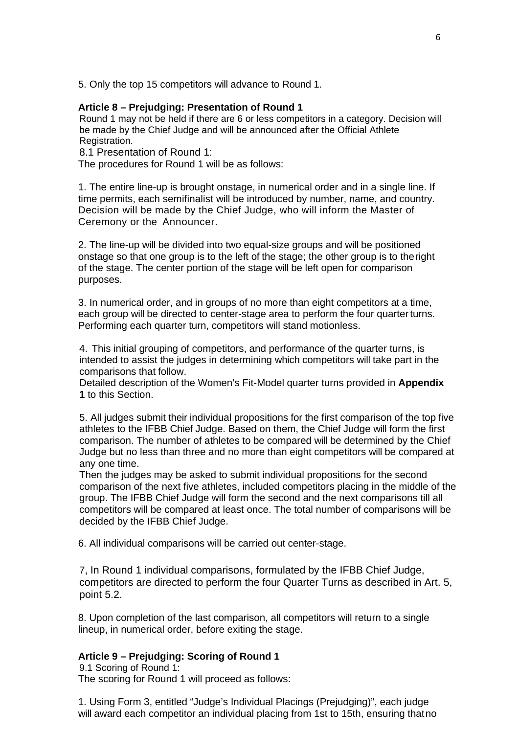5. Only the top 15 competitors will advance to Round 1.

**Article 8 – Prejudging: Presentation of Round 1**

Round 1 may not be held if there are 6 or less competitors in a category. Decision will be made by the Chief Judge and will be announced after the Official Athlete Registration.

8.1 Presentation of Round 1:

The procedures for Round 1 will be as follows:

1. The entire line-up is brought onstage, in numerical order and in a single line. If time permits, each semifinalist will be introduced by number, name, and country. Decision will be made by the Chief Judge, who will inform the Master of Ceremony or the Announcer.

2. The line-up will be divided into two equal-size groups and will be positioned onstage so that one group is to the left of the stage; the other group is to theright of the stage. The center portion of the stage will be left open for comparison purposes.

3. In numerical order, and in groups of no more than eight competitors at a time, each group will be directed to center-stage area to perform the four quarterturns. Performing each quarter turn, competitors will stand motionless.

4. This initial grouping of competitors, and performance of the quarter turns, is intended to assist the judges in determining which competitors will take part in the comparisons that follow.
Detailed description of the Women's Fit-Model quarter turns provided in **Appendix 1** to this Section.

5. All judges submit their individual propositions for the first comparison of the top five athletes to the IFBB Chief Judge. Based on them, the Chief Judge will form the first comparison. The number of athletes to be compared will be determined by the Chief Judge but no less than three and no more than eight competitors will be compared at any one time.
Then the judges may be asked to submit individual propositions for the second comparison of the next five athletes, included competitors placing in the middle of the group. The IFBB Chief Judge will form the second and the next comparisons till all competitors will be compared at least once. The total number of comparisons will be decided by the IFBB Chief Judge.

6. All individual comparisons will be carried out center-stage.

7, In Round 1 individual comparisons, formulated by the IFBB Chief Judge, competitors are directed to perform the four Quarter Turns as described in Art. 5, point 5.2.

8. Upon completion of the last comparison, all competitors will return to a single lineup, in numerical order, before exiting the stage.

**Article 9 – Prejudging: Scoring of Round 1**

9.1 Scoring of Round 1:

The scoring for Round 1 will proceed as follows:

1. Using Form 3, entitled "Judge's Individual Placings (Prejudging)", each judge will award each competitor an individual placing from 1st to 15th, ensuring thatno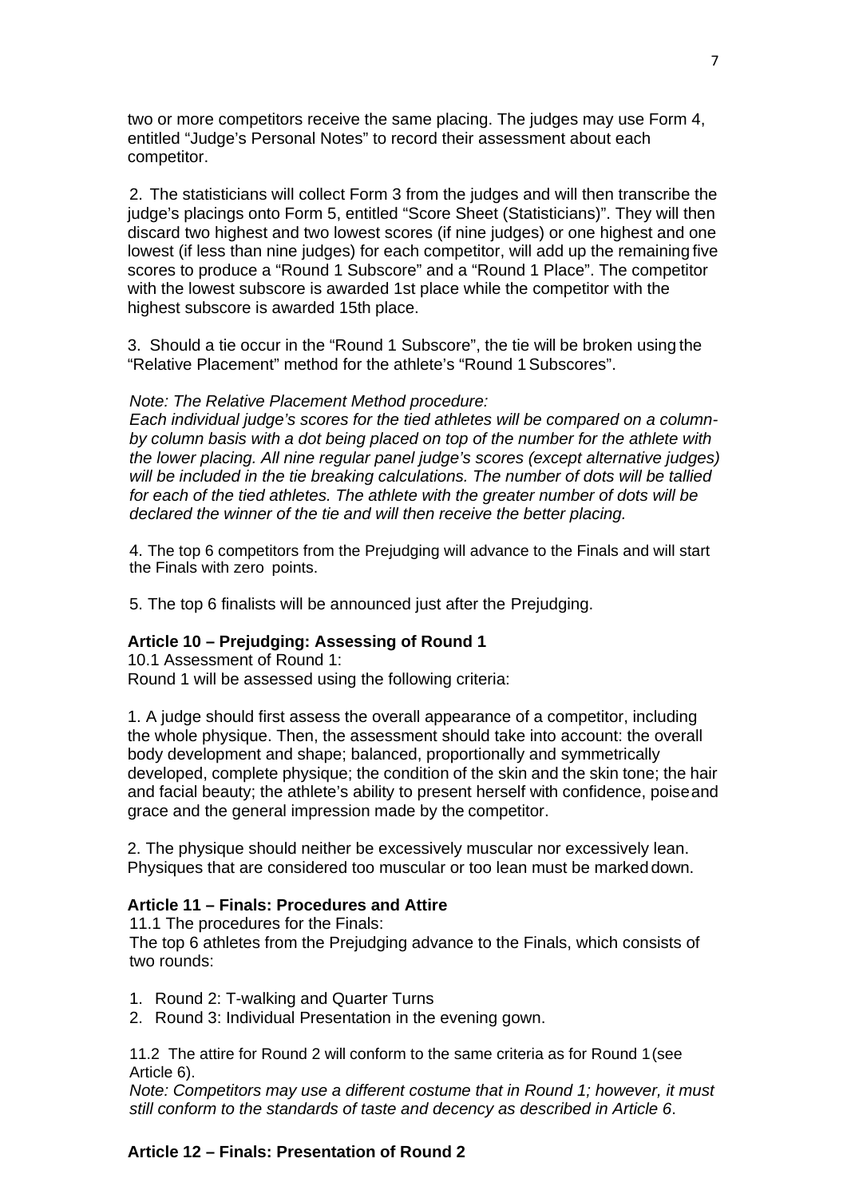two or more competitors receive the same placing. The judges may use Form 4, entitled "Judge's Personal Notes" to record their assessment about each competitor.

2. The statisticians will collect Form 3 from the judges and will then transcribe the judge's placings onto Form 5, entitled "Score Sheet (Statisticians)". They will then discard two highest and two lowest scores (if nine judges) or one highest and one lowest (if less than nine judges) for each competitor, will add up the remaining five scores to produce a "Round 1 Subscore" and a "Round 1 Place". The competitor with the lowest subscore is awarded 1st place while the competitor with the highest subscore is awarded 15th place.

3. Should a tie occur in the "Round 1 Subscore", the tie will be broken using the "Relative Placement" method for the athlete's "Round 1 Subscores".

*Note: The Relative Placement Method procedure:*
*Each individual judge's scores for the tied athletes will be compared on a column-by column basis with a dot being placed on top of the number for the athlete with the lower placing. All nine regular panel judge's scores (except alternative judges) will be included in the tie breaking calculations. The number of dots will be tallied for each of the tied athletes. The athlete with the greater number of dots will be declared the winner of the tie and will then receive the better placing.*

4. The top 6 competitors from the Prejudging will advance to the Finals and will start the Finals with zero points.

5. The top 6 finalists will be announced just after the Prejudging.

### Article 10 – Prejudging: Assessing of Round 1

10.1 Assessment of Round 1:
Round 1 will be assessed using the following criteria:

1. A judge should first assess the overall appearance of a competitor, including the whole physique. Then, the assessment should take into account: the overall body development and shape; balanced, proportionally and symmetrically developed, complete physique; the condition of the skin and the skin tone; the hair and facial beauty; the athlete's ability to present herself with confidence, poise and grace and the general impression made by the competitor.

2. The physique should neither be excessively muscular nor excessively lean. Physiques that are considered too muscular or too lean must be marked down.

### Article 11 – Finals: Procedures and Attire

11.1 The procedures for the Finals:
The top 6 athletes from the Prejudging advance to the Finals, which consists of two rounds:

1. Round 2: T-walking and Quarter Turns
2. Round 3: Individual Presentation in the evening gown.

11.2 The attire for Round 2 will conform to the same criteria as for Round 1 (see Article 6).
*Note: Competitors may use a different costume that in Round 1; however, it must still conform to the standards of taste and decency as described in Article 6*.

### Article 12 – Finals: Presentation of Round 2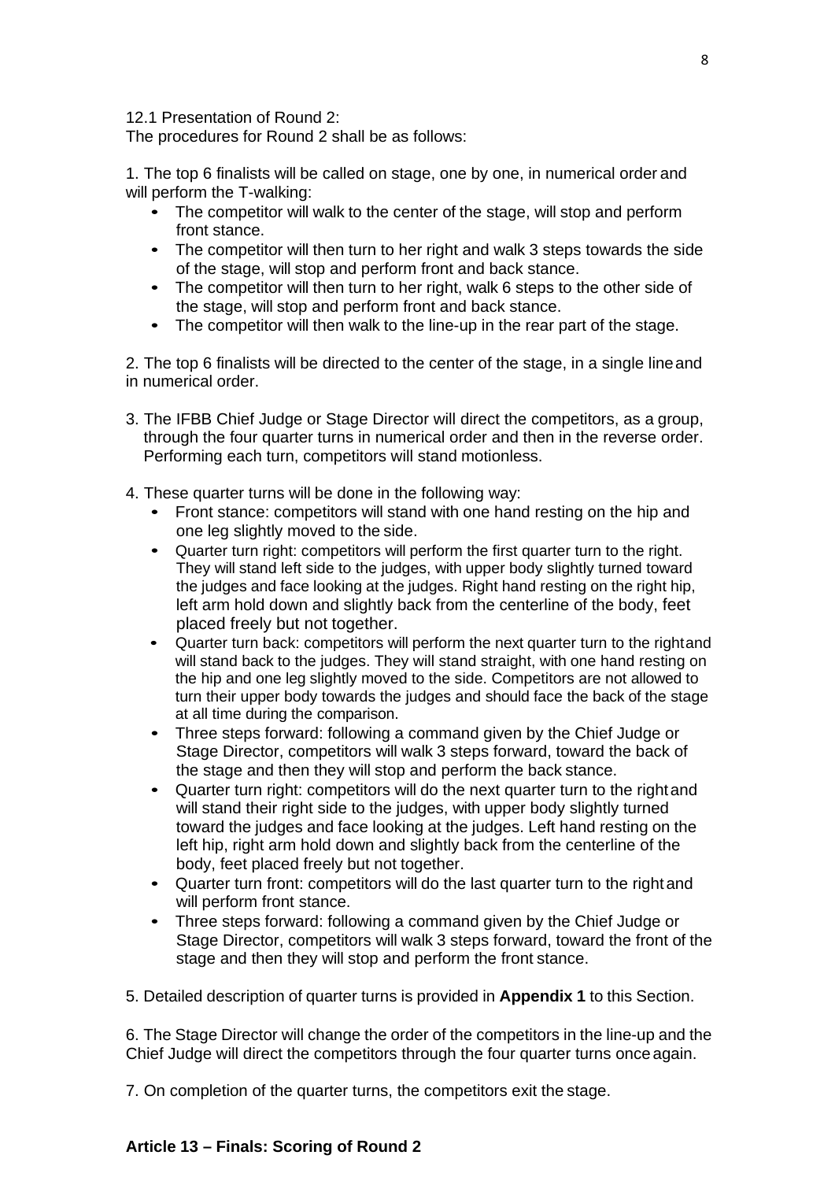12.1 Presentation of Round 2:
The procedures for Round 2 shall be as follows:

1. The top 6 finalists will be called on stage, one by one, in numerical order and will perform the T-walking:
   - The competitor will walk to the center of the stage, will stop and perform front stance.
   - The competitor will then turn to her right and walk 3 steps towards the side of the stage, will stop and perform front and back stance.
   - The competitor will then turn to her right, walk 6 steps to the other side of the stage, will stop and perform front and back stance.
   - The competitor will then walk to the line-up in the rear part of the stage.

2. The top 6 finalists will be directed to the center of the stage, in a single line and in numerical order.

3. The IFBB Chief Judge or Stage Director will direct the competitors, as a group, through the four quarter turns in numerical order and then in the reverse order. Performing each turn, competitors will stand motionless.

4. These quarter turns will be done in the following way:
   - Front stance: competitors will stand with one hand resting on the hip and one leg slightly moved to the side.
   - Quarter turn right: competitors will perform the first quarter turn to the right. They will stand left side to the judges, with upper body slightly turned toward the judges and face looking at the judges. Right hand resting on the right hip, left arm hold down and slightly back from the centerline of the body, feet placed freely but not together.
   - Quarter turn back: competitors will perform the next quarter turn to the right and will stand back to the judges. They will stand straight, with one hand resting on the hip and one leg slightly moved to the side. Competitors are not allowed to turn their upper body towards the judges and should face the back of the stage at all time during the comparison.
   - Three steps forward: following a command given by the Chief Judge or Stage Director, competitors will walk 3 steps forward, toward the back of the stage and then they will stop and perform the back stance.
   - Quarter turn right: competitors will do the next quarter turn to the right and will stand their right side to the judges, with upper body slightly turned toward the judges and face looking at the judges. Left hand resting on the left hip, right arm hold down and slightly back from the centerline of the body, feet placed freely but not together.
   - Quarter turn front: competitors will do the last quarter turn to the right and will perform front stance.
   - Three steps forward: following a command given by the Chief Judge or Stage Director, competitors will walk 3 steps forward, toward the front of the stage and then they will stop and perform the front stance.

5. Detailed description of quarter turns is provided in **Appendix 1** to this Section.

6. The Stage Director will change the order of the competitors in the line-up and the Chief Judge will direct the competitors through the four quarter turns once again.

7. On completion of the quarter turns, the competitors exit the stage.

**Article 13 – Finals: Scoring of Round 2**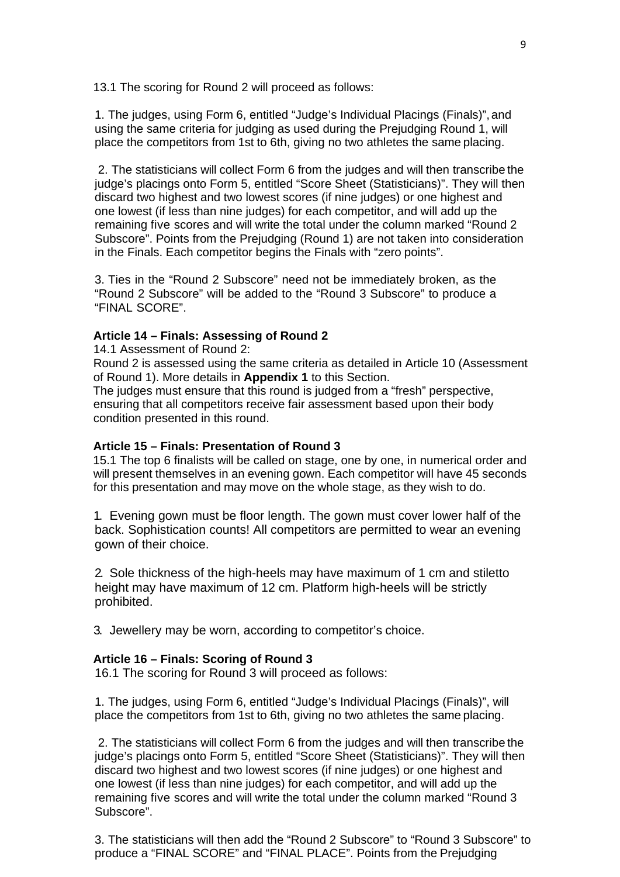13.1 The scoring for Round 2 will proceed as follows:

1. The judges, using Form 6, entitled "Judge's Individual Placings (Finals)", and using the same criteria for judging as used during the Prejudging Round 1, will place the competitors from 1st to 6th, giving no two athletes the same placing.

2. The statisticians will collect Form 6 from the judges and will then transcribe the judge's placings onto Form 5, entitled "Score Sheet (Statisticians)". They will then discard two highest and two lowest scores (if nine judges) or one highest and one lowest (if less than nine judges) for each competitor, and will add up the remaining five scores and will write the total under the column marked "Round 2 Subscore". Points from the Prejudging (Round 1) are not taken into consideration in the Finals. Each competitor begins the Finals with "zero points".

3. Ties in the "Round 2 Subscore" need not be immediately broken, as the "Round 2 Subscore" will be added to the "Round 3 Subscore" to produce a "FINAL SCORE".

**Article 14 – Finals: Assessing of Round 2**

14.1 Assessment of Round 2:

Round 2 is assessed using the same criteria as detailed in Article 10 (Assessment of Round 1). More details in **Appendix 1** to this Section.

The judges must ensure that this round is judged from a "fresh" perspective, ensuring that all competitors receive fair assessment based upon their body condition presented in this round.

**Article 15 – Finals: Presentation of Round 3**

15.1 The top 6 finalists will be called on stage, one by one, in numerical order and will present themselves in an evening gown. Each competitor will have 45 seconds for this presentation and may move on the whole stage, as they wish to do.

1. Evening gown must be floor length. The gown must cover lower half of the back. Sophistication counts! All competitors are permitted to wear an evening gown of their choice.

2. Sole thickness of the high-heels may have maximum of 1 cm and stiletto height may have maximum of 12 cm. Platform high-heels will be strictly prohibited.

3. Jewellery may be worn, according to competitor's choice.

**Article 16 – Finals: Scoring of Round 3**

16.1 The scoring for Round 3 will proceed as follows:

1. The judges, using Form 6, entitled "Judge's Individual Placings (Finals)", will place the competitors from 1st to 6th, giving no two athletes the same placing.

2. The statisticians will collect Form 6 from the judges and will then transcribe the judge's placings onto Form 5, entitled "Score Sheet (Statisticians)". They will then discard two highest and two lowest scores (if nine judges) or one highest and one lowest (if less than nine judges) for each competitor, and will add up the remaining five scores and will write the total under the column marked "Round 3 Subscore".

3. The statisticians will then add the "Round 2 Subscore" to "Round 3 Subscore" to produce a "FINAL SCORE" and "FINAL PLACE". Points from the Prejudging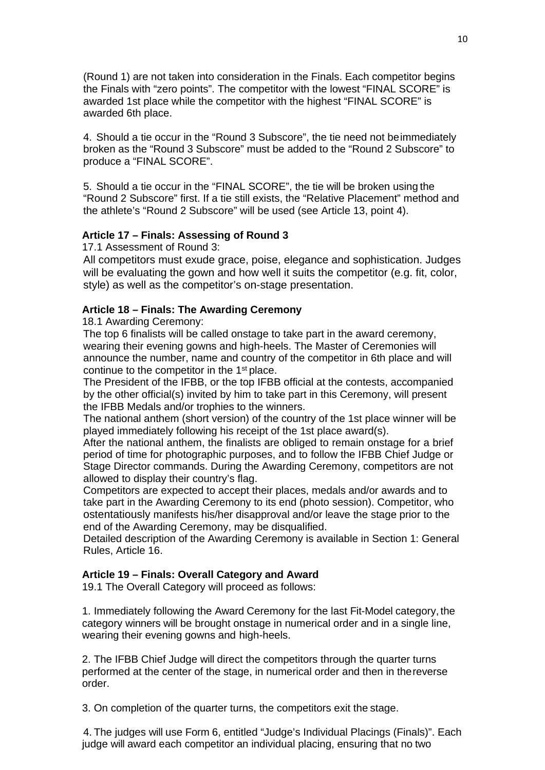(Round 1) are not taken into consideration in the Finals. Each competitor begins the Finals with "zero points". The competitor with the lowest "FINAL SCORE" is awarded 1st place while the competitor with the highest "FINAL SCORE" is awarded 6th place.

4. Should a tie occur in the "Round 3 Subscore", the tie need not be immediately broken as the "Round 3 Subscore" must be added to the "Round 2 Subscore" to produce a "FINAL SCORE".

5. Should a tie occur in the "FINAL SCORE", the tie will be broken using the "Round 2 Subscore" first. If a tie still exists, the "Relative Placement" method and the athlete's "Round 2 Subscore" will be used (see Article 13, point 4).

**Article 17 – Finals: Assessing of Round 3**

17.1 Assessment of Round 3:

All competitors must exude grace, poise, elegance and sophistication. Judges will be evaluating the gown and how well it suits the competitor (e.g. fit, color, style) as well as the competitor's on-stage presentation.

**Article 18 – Finals: The Awarding Ceremony**

18.1 Awarding Ceremony:

The top 6 finalists will be called onstage to take part in the award ceremony, wearing their evening gowns and high-heels. The Master of Ceremonies will announce the number, name and country of the competitor in 6th place and will continue to the competitor in the 1st place.

The President of the IFBB, or the top IFBB official at the contests, accompanied by the other official(s) invited by him to take part in this Ceremony, will present the IFBB Medals and/or trophies to the winners.

The national anthem (short version) of the country of the 1st place winner will be played immediately following his receipt of the 1st place award(s).

After the national anthem, the finalists are obliged to remain onstage for a brief period of time for photographic purposes, and to follow the IFBB Chief Judge or Stage Director commands. During the Awarding Ceremony, competitors are not allowed to display their country's flag.

Competitors are expected to accept their places, medals and/or awards and to take part in the Awarding Ceremony to its end (photo session). Competitor, who ostentatiously manifests his/her disapproval and/or leave the stage prior to the end of the Awarding Ceremony, may be disqualified.

Detailed description of the Awarding Ceremony is available in Section 1: General Rules, Article 16.

**Article 19 – Finals: Overall Category and Award**

19.1 The Overall Category will proceed as follows:

1. Immediately following the Award Ceremony for the last Fit-Model category, the category winners will be brought onstage in numerical order and in a single line, wearing their evening gowns and high-heels.

2. The IFBB Chief Judge will direct the competitors through the quarter turns performed at the center of the stage, in numerical order and then in the reverse order.

3. On completion of the quarter turns, the competitors exit the stage.

4. The judges will use Form 6, entitled "Judge's Individual Placings (Finals)". Each judge will award each competitor an individual placing, ensuring that no two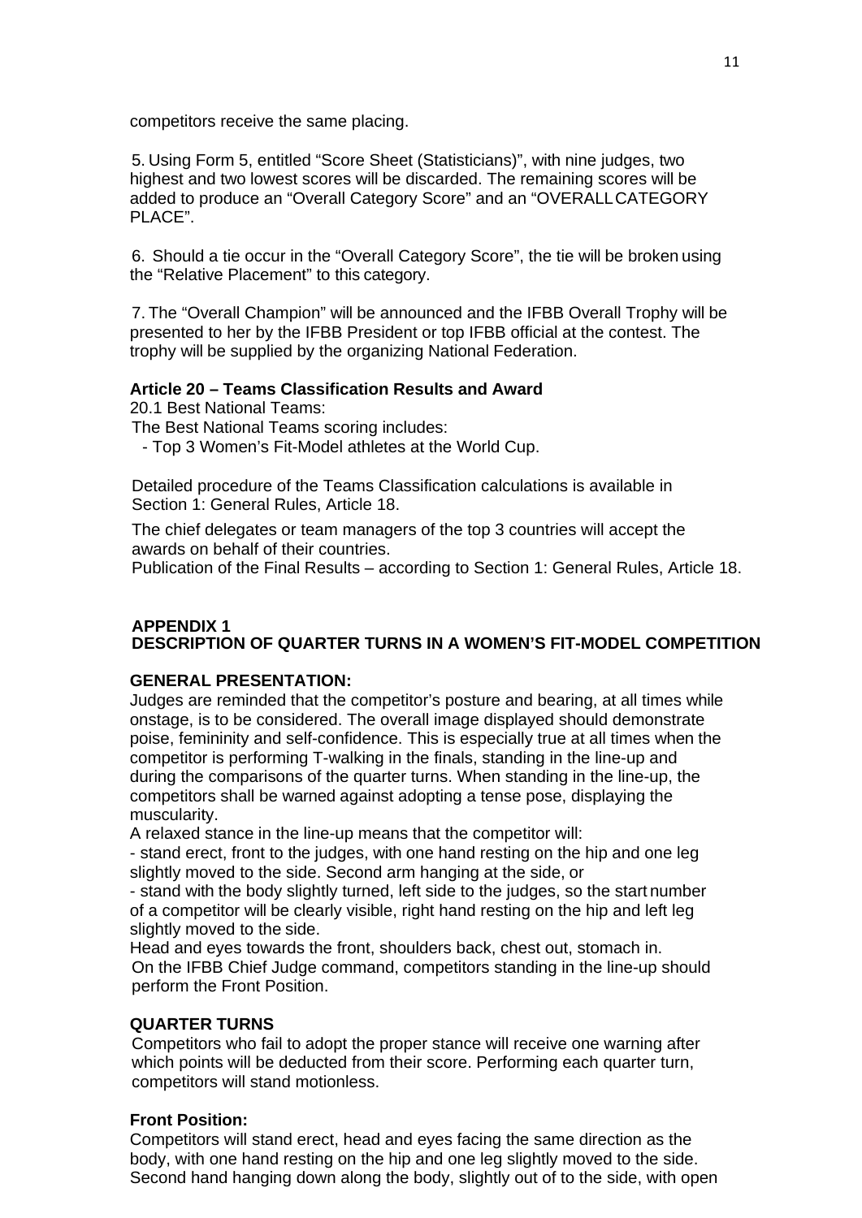competitors receive the same placing.

5. Using Form 5, entitled “Score Sheet (Statisticians)”, with nine judges, two highest and two lowest scores will be discarded. The remaining scores will be added to produce an “Overall Category Score” and an “OVERALL CATEGORY PLACE”.

6. Should a tie occur in the “Overall Category Score”, the tie will be broken using the “Relative Placement” to this category.

7. The “Overall Champion” will be announced and the IFBB Overall Trophy will be presented to her by the IFBB President or top IFBB official at the contest. The trophy will be supplied by the organizing National Federation.

**Article 20 – Teams Classification Results and Award**

20.1 Best National Teams:

The Best National Teams scoring includes:

- Top 3 Women’s Fit-Model athletes at the World Cup.

Detailed procedure of the Teams Classification calculations is available in Section 1: General Rules, Article 18.

The chief delegates or team managers of the top 3 countries will accept the awards on behalf of their countries.

Publication of the Final Results – according to Section 1: General Rules, Article 18.

## APPENDIX 1
## DESCRIPTION OF QUARTER TURNS IN A WOMEN’S FIT-MODEL COMPETITION

**GENERAL PRESENTATION:**

Judges are reminded that the competitor’s posture and bearing, at all times while onstage, is to be considered. The overall image displayed should demonstrate poise, femininity and self-confidence. This is especially true at all times when the competitor is performing T-walking in the finals, standing in the line-up and during the comparisons of the quarter turns. When standing in the line-up, the competitors shall be warned against adopting a tense pose, displaying the muscularity.

A relaxed stance in the line-up means that the competitor will:

- stand erect, front to the judges, with one hand resting on the hip and one leg slightly moved to the side. Second arm hanging at the side, or
- stand with the body slightly turned, left side to the judges, so the start number of a competitor will be clearly visible, right hand resting on the hip and left leg slightly moved to the side.

Head and eyes towards the front, shoulders back, chest out, stomach in.

On the IFBB Chief Judge command, competitors standing in the line-up should perform the Front Position.

**QUARTER TURNS**

Competitors who fail to adopt the proper stance will receive one warning after which points will be deducted from their score. Performing each quarter turn, competitors will stand motionless.

**Front Position:**

Competitors will stand erect, head and eyes facing the same direction as the body, with one hand resting on the hip and one leg slightly moved to the side. Second hand hanging down along the body, slightly out of to the side, with open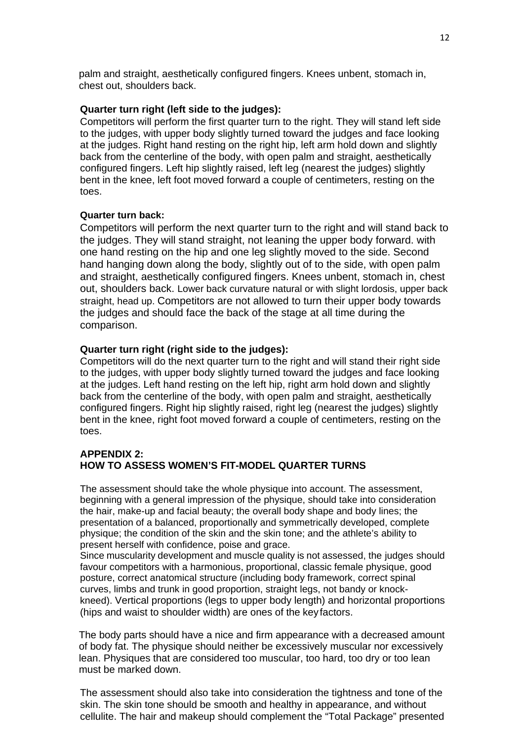palm and straight, aesthetically configured fingers. Knees unbent, stomach in, chest out, shoulders back.

**Quarter turn right (left side to the judges):**

Competitors will perform the first quarter turn to the right. They will stand left side to the judges, with upper body slightly turned toward the judges and face looking at the judges. Right hand resting on the right hip, left arm hold down and slightly back from the centerline of the body, with open palm and straight, aesthetically configured fingers. Left hip slightly raised, left leg (nearest the judges) slightly bent in the knee, left foot moved forward a couple of centimeters, resting on the toes.

**Quarter turn back:**

Competitors will perform the next quarter turn to the right and will stand back to the judges. They will stand straight, not leaning the upper body forward. with one hand resting on the hip and one leg slightly moved to the side. Second hand hanging down along the body, slightly out of to the side, with open palm and straight, aesthetically configured fingers. Knees unbent, stomach in, chest out, shoulders back. Lower back curvature natural or with slight lordosis, upper back straight, head up. Competitors are not allowed to turn their upper body towards the judges and should face the back of the stage at all time during the comparison.

**Quarter turn right (right side to the judges):**

Competitors will do the next quarter turn to the right and will stand their right side to the judges, with upper body slightly turned toward the judges and face looking at the judges. Left hand resting on the left hip, right arm hold down and slightly back from the centerline of the body, with open palm and straight, aesthetically configured fingers. Right hip slightly raised, right leg (nearest the judges) slightly bent in the knee, right foot moved forward a couple of centimeters, resting on the toes.

## APPENDIX 2:
## HOW TO ASSESS WOMEN'S FIT-MODEL QUARTER TURNS

The assessment should take the whole physique into account. The assessment, beginning with a general impression of the physique, should take into consideration the hair, make-up and facial beauty; the overall body shape and body lines; the presentation of a balanced, proportionally and symmetrically developed, complete physique; the condition of the skin and the skin tone; and the athlete's ability to present herself with confidence, poise and grace.

Since muscularity development and muscle quality is not assessed, the judges should favour competitors with a harmonious, proportional, classic female physique, good posture, correct anatomical structure (including body framework, correct spinal curves, limbs and trunk in good proportion, straight legs, not bandy or knock-kneed). Vertical proportions (legs to upper body length) and horizontal proportions (hips and waist to shoulder width) are ones of the key factors.

The body parts should have a nice and firm appearance with a decreased amount of body fat. The physique should neither be excessively muscular nor excessively lean. Physiques that are considered too muscular, too hard, too dry or too lean must be marked down.

The assessment should also take into consideration the tightness and tone of the skin. The skin tone should be smooth and healthy in appearance, and without cellulite. The hair and makeup should complement the "Total Package" presented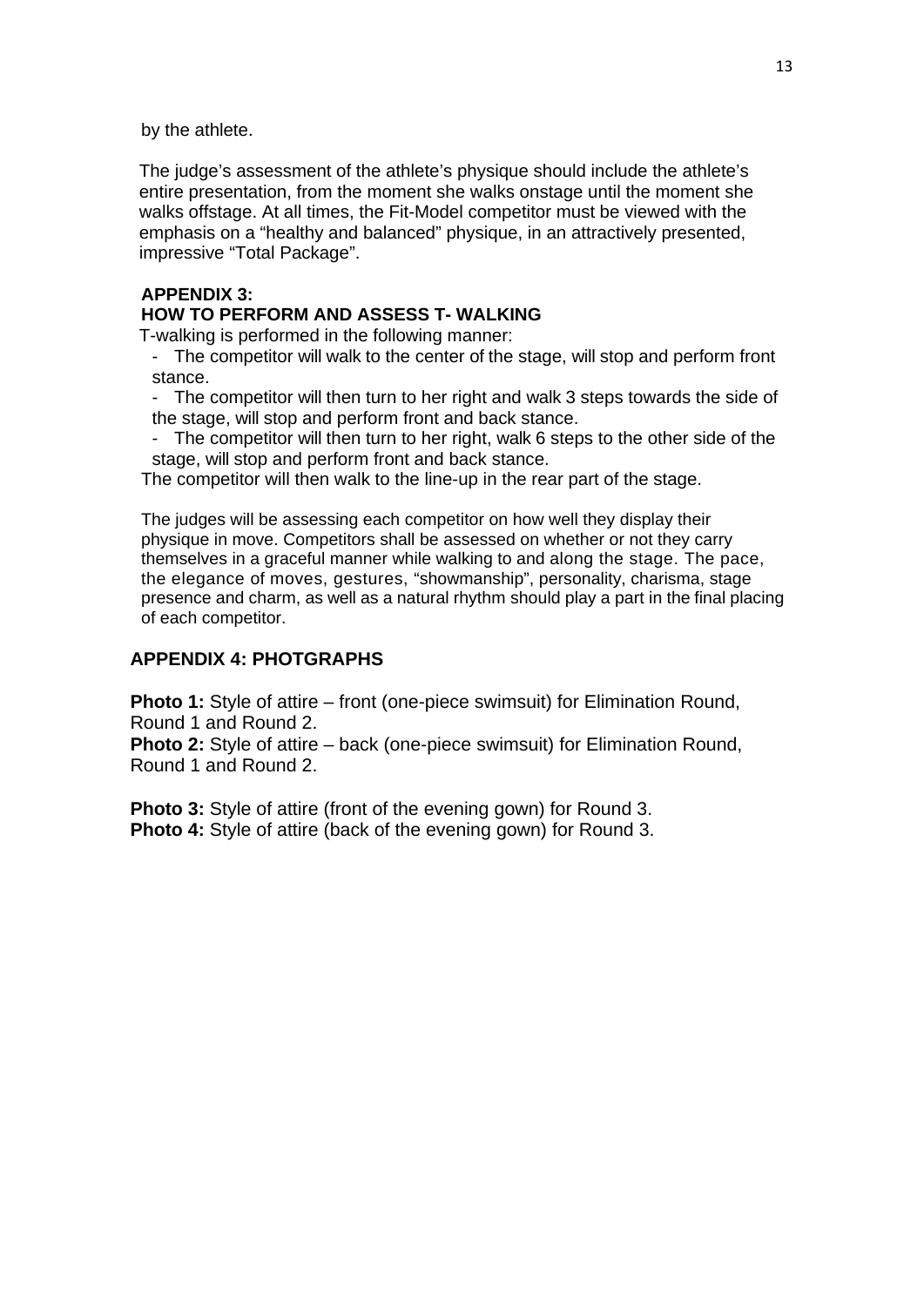by the athlete.

The judge's assessment of the athlete's physique should include the athlete's entire presentation, from the moment she walks onstage until the moment she walks offstage. At all times, the Fit-Model competitor must be viewed with the emphasis on a "healthy and balanced" physique, in an attractively presented, impressive "Total Package".

## APPENDIX 3:
## HOW TO PERFORM AND ASSESS T- WALKING

T-walking is performed in the following manner:

- The competitor will walk to the center of the stage, will stop and perform front stance.
- The competitor will then turn to her right and walk 3 steps towards the side of the stage, will stop and perform front and back stance.
- The competitor will then turn to her right, walk 6 steps to the other side of the stage, will stop and perform front and back stance.

The competitor will then walk to the line-up in the rear part of the stage.

The judges will be assessing each competitor on how well they display their physique in move. Competitors shall be assessed on whether or not they carry themselves in a graceful manner while walking to and along the stage. The pace, the elegance of moves, gestures, "showmanship", personality, charisma, stage presence and charm, as well as a natural rhythm should play a part in the final placing of each competitor.

## APPENDIX 4: PHOTGRAPHS

**Photo 1:** Style of attire – front (one-piece swimsuit) for Elimination Round, Round 1 and Round 2.
**Photo 2:** Style of attire – back (one-piece swimsuit) for Elimination Round, Round 1 and Round 2.

**Photo 3:** Style of attire (front of the evening gown) for Round 3.
**Photo 4:** Style of attire (back of the evening gown) for Round 3.